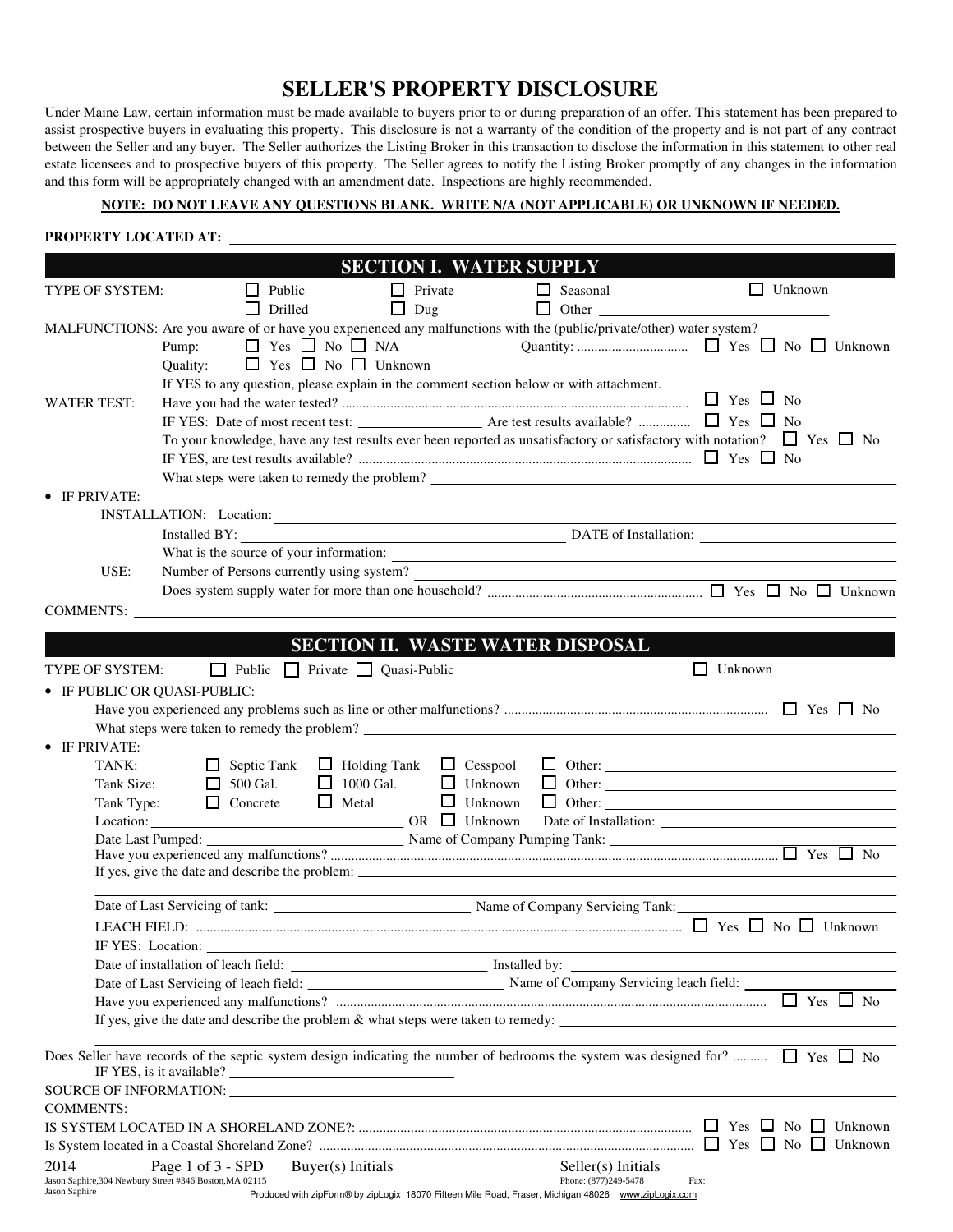# SELLER'S PROPERTY DISCLOSURE

Under Maine Law, certain information must be made available to buyers prior to or during preparation of an offer. This statement has been prepared to assist prospective buyers in evaluating this property. This disclosure is not a warranty of the condition of the property and is not part of any contract between the Seller and any buyer. The Seller authorizes the Listing Broker in this transaction to disclose the information in this statement to other real estate licensees and to prospective buyers of this property. The Seller agrees to notify the Listing Broker promptly of any changes in the information and this form will be appropriately changed with an amendment date. Inspections are highly recommended.

**NOTE: DO NOT LEAVE ANY QUESTIONS BLANK. WRITE N/A (NOT APPLICABLE) OR UNKNOWN IF NEEDED.**

**PROPERTY LOCATED AT:** ______________________________

## SECTION I. WATER SUPPLY

TYPE OF SYSTEM: ☐ Public ☐ Private ☐ Seasonal ____________ ☐ Unknown
☐ Drilled ☐ Dug ☐ Other ____________

MALFUNCTIONS: Are you aware of or have you experienced any malfunctions with the (public/private/other) water system?

- Pump: ☐ Yes ☐ No ☐ N/A
- Quantity: ☐ Yes ☐ No ☐ Unknown
- Quality: ☐ Yes ☐ No ☐ Unknown

If YES to any question, please explain in the comment section below or with attachment.

WATER TEST:
- Have you had the water tested? ☐ Yes ☐ No
- IF YES: Date of most recent test: ____________ Are test results available? ☐ Yes ☐ No
- To your knowledge, have any test results ever been reported as unsatisfactory or satisfactory with notation? ☐ Yes ☐ No
- IF YES, are test results available? ☐ Yes ☐ No
- What steps were taken to remedy the problem? ____________

• IF PRIVATE:

INSTALLATION: Location: ____________
- Installed BY: ____________ DATE of Installation: ____________
- What is the source of your information: ____________

USE:
- Number of Persons currently using system? ____________
- Does system supply water for more than one household? ☐ Yes ☐ No ☐ Unknown

COMMENTS: ____________

## SECTION II. WASTE WATER DISPOSAL

TYPE OF SYSTEM: ☐ Public ☐ Private ☐ Quasi-Public ____________ ☐ Unknown

• IF PUBLIC OR QUASI-PUBLIC:
- Have you experienced any problems such as line or other malfunctions? ☐ Yes ☐ No
- What steps were taken to remedy the problem? ____________

• IF PRIVATE:
- TANK: ☐ Septic Tank ☐ Holding Tank ☐ Cesspool ☐ Other: ____________
- Tank Size: ☐ 500 Gal. ☐ 1000 Gal. ☐ Unknown ☐ Other: ____________
- Tank Type: ☐ Concrete ☐ Metal ☐ Unknown ☐ Other: ____________
- Location: ____________ OR ☐ Unknown Date of Installation: ____________
- Date Last Pumped: ____________ Name of Company Pumping Tank: ____________
- Have you experienced any malfunctions? ☐ Yes ☐ No
- If yes, give the date and describe the problem: ____________
- Date of Last Servicing of tank: ____________ Name of Company Servicing Tank: ____________
- LEACH FIELD: ☐ Yes ☐ No ☐ Unknown
- IF YES: Location: ____________
- Date of installation of leach field: ____________ Installed by: ____________
- Date of Last Servicing of leach field: ____________ Name of Company Servicing leach field: ____________
- Have you experienced any malfunctions? ☐ Yes ☐ No
- If yes, give the date and describe the problem & what steps were taken to remedy: ____________

Does Seller have records of the septic system design indicating the number of bedrooms the system was designed for? ☐ Yes ☐ No
IF YES, is it available? ____________

SOURCE OF INFORMATION: ____________

COMMENTS: ____________

IS SYSTEM LOCATED IN A SHORELAND ZONE?: ☐ Yes ☐ No ☐ Unknown

Is System located in a Coastal Shoreland Zone? ☐ Yes ☐ No ☐ Unknown

Buyer(s) Initials ________ ________ Seller(s) Initials ________ ________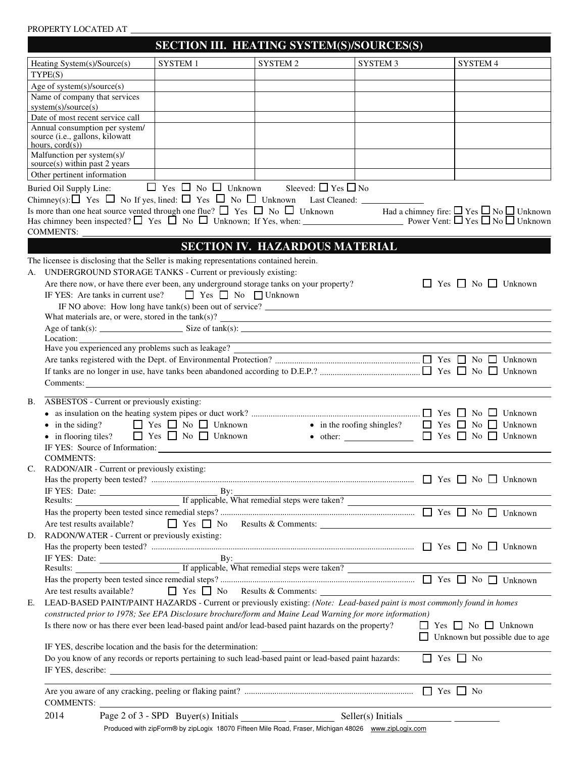PROPERTY LOCATED AT \_\_\_\_\_\_\_\_\_\_\_\_\_\_\_\_\_\_\_\_\_\_\_\_\_\_\_\_\_\_\_\_\_\_\_\_\_\_\_\_

## SECTION III. HEATING SYSTEM(S)/SOURCES(S)

| Heating System(s)/Source(s) | SYSTEM 1 | SYSTEM 2 | SYSTEM 3 | SYSTEM 4 |
|---|---|---|---|---|
| TYPE(S) | | | | |
| Age of system(s)/source(s) | | | | |
| Name of company that services system(s)/source(s) | | | | |
| Date of most recent service call | | | | |
| Annual consumption per system/ source (i.e., gallons, kilowatt hours, cord(s)) | | | | |
| Malfunction per system(s)/ source(s) within past 2 years | | | | |
| Other pertinent information | | | | |

Buried Oil Supply Line: ☐ Yes ☐ No ☐ Unknown Sleeved: ☐ Yes ☐ No

Chimney(s): ☐ Yes ☐ No If yes, lined: ☐ Yes ☐ No ☐ Unknown Last Cleaned: \_\_\_\_\_\_\_\_\_\_

Is more than one heat source vented through one flue? ☐ Yes ☐ No ☐ Unknown Had a chimney fire: ☐ Yes ☐ No ☐ Unknown

Has chimney been inspected? ☐ Yes ☐ No ☐ Unknown; If Yes, when: \_\_\_\_\_\_\_\_\_\_ Power Vent: ☐ Yes ☐ No ☐ Unknown

COMMENTS: \_\_\_\_\_\_\_\_\_\_\_\_\_\_\_\_\_\_\_\_\_\_\_\_\_\_\_\_\_\_\_\_\_\_\_\_\_\_\_\_

## SECTION IV. HAZARDOUS MATERIAL

The licensee is disclosing that the Seller is making representations contained herein.

A. UNDERGROUND STORAGE TANKS - Current or previously existing:

Are there now, or have there ever been, any underground storage tanks on your property? ☐ Yes ☐ No ☐ Unknown

IF YES: Are tanks in current use? ☐ Yes ☐ No ☐ Unknown

IF NO above: How long have tank(s) been out of service? \_\_\_\_\_\_\_\_\_\_\_\_\_\_\_\_\_\_\_\_

What materials are, or were, stored in the tank(s)? \_\_\_\_\_\_\_\_\_\_\_\_\_\_\_\_\_\_\_\_

Age of tank(s): \_\_\_\_\_\_\_\_\_\_ Size of tank(s): \_\_\_\_\_\_\_\_\_\_\_\_\_\_\_\_\_\_\_\_

Location: \_\_\_\_\_\_\_\_\_\_\_\_\_\_\_\_\_\_\_\_\_\_\_\_\_\_\_\_\_\_\_\_\_\_\_\_\_\_\_\_

Have you experienced any problems such as leakage? \_\_\_\_\_\_\_\_\_\_\_\_\_\_\_\_\_\_\_\_

Are tanks registered with the Dept. of Environmental Protection? ☐ Yes ☐ No ☐ Unknown

If tanks are no longer in use, have tanks been abandoned according to D.E.P.? ☐ Yes ☐ No ☐ Unknown

Comments: \_\_\_\_\_\_\_\_\_\_\_\_\_\_\_\_\_\_\_\_\_\_\_\_\_\_\_\_\_\_\_\_\_\_\_\_\_\_\_\_

B. ASBESTOS - Current or previously existing:

- as insulation on the heating system pipes or duct work? ☐ Yes ☐ No ☐ Unknown
- in the siding? ☐ Yes ☐ No ☐ Unknown
- in the roofing shingles? ☐ Yes ☐ No ☐ Unknown
- in flooring tiles? ☐ Yes ☐ No ☐ Unknown
- other: \_\_\_\_\_\_\_\_\_\_ ☐ Yes ☐ No ☐ Unknown

IF YES: Source of Information: \_\_\_\_\_\_\_\_\_\_\_\_\_\_\_\_\_\_\_\_

COMMENTS: \_\_\_\_\_\_\_\_\_\_\_\_\_\_\_\_\_\_\_\_\_\_\_\_\_\_\_\_\_\_\_\_\_\_\_\_\_\_\_\_

C. RADON/AIR - Current or previously existing:

Has the property been tested? ☐ Yes ☐ No ☐ Unknown

IF YES: Date: \_\_\_\_\_\_\_\_\_\_ By: \_\_\_\_\_\_\_\_\_\_

Results: \_\_\_\_\_\_\_\_\_\_ If applicable, What remedial steps were taken? \_\_\_\_\_\_\_\_\_\_

Has the property been tested since remedial steps? ☐ Yes ☐ No ☐ Unknown

Are test results available? ☐ Yes ☐ No Results & Comments: \_\_\_\_\_\_\_\_\_\_

D. RADON/WATER - Current or previously existing:

Has the property been tested? ☐ Yes ☐ No ☐ Unknown

IF YES: Date: \_\_\_\_\_\_\_\_\_\_ By: \_\_\_\_\_\_\_\_\_\_

Results: \_\_\_\_\_\_\_\_\_\_ If applicable, What remedial steps were taken? \_\_\_\_\_\_\_\_\_\_

Has the property been tested since remedial steps? ☐ Yes ☐ No ☐ Unknown

Are test results available? ☐ Yes ☐ No Results & Comments: \_\_\_\_\_\_\_\_\_\_

E. LEAD-BASED PAINT/PAINT HAZARDS - Current or previously existing: *(Note: Lead-based paint is most commonly found in homes constructed prior to 1978; See EPA Disclosure brochure/form and Maine Lead Warning for more information)*

Is there now or has there ever been lead-based paint and/or lead-based paint hazards on the property? ☐ Yes ☐ No ☐ Unknown ☐ Unknown but possible due to age

IF YES, describe location and the basis for the determination: \_\_\_\_\_\_\_\_\_\_

Do you know of any records or reports pertaining to such lead-based paint or lead-based paint hazards: ☐ Yes ☐ No

IF YES, describe: \_\_\_\_\_\_\_\_\_\_\_\_\_\_\_\_\_\_\_\_\_\_\_\_\_\_\_\_\_\_\_\_\_\_\_\_\_\_\_\_

Are you aware of any cracking, peeling or flaking paint? ☐ Yes ☐ No

COMMENTS: \_\_\_\_\_\_\_\_\_\_\_\_\_\_\_\_\_\_\_\_\_\_\_\_\_\_\_\_\_\_\_\_\_\_\_\_\_\_\_\_

Buyer(s) Initials \_\_\_\_\_\_\_\_ \_\_\_\_\_\_\_\_ Seller(s) Initials \_\_\_\_\_\_\_\_ \_\_\_\_\_\_\_\_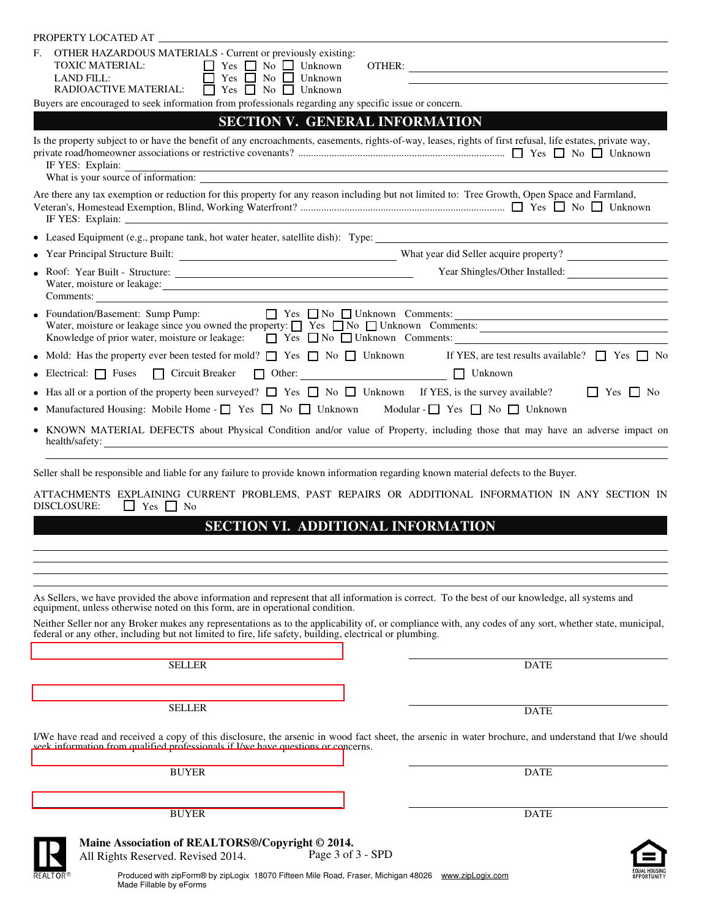PROPERTY LOCATED AT \_\_\_\_\_\_\_\_\_\_\_\_\_\_\_\_\_\_\_\_\_\_\_\_\_\_\_\_\_\_

F. OTHER HAZARDOUS MATERIALS - Current or previously existing:

TOXIC MATERIAL: ☐ Yes ☐ No ☐ Unknown OTHER: \_\_\_\_\_\_\_\_\_\_\_\_\_\_\_\_\_\_\_\_

LAND FILL: ☐ Yes ☐ No ☐ Unknown

RADIOACTIVE MATERIAL: ☐ Yes ☐ No ☐ Unknown

Buyers are encouraged to seek information from professionals regarding any specific issue or concern.

## SECTION V. GENERAL INFORMATION

Is the property subject to or have the benefit of any encroachments, easements, rights-of-way, leases, rights of first refusal, life estates, private way, private road/homeowner associations or restrictive covenants? .............................................................................. ☐ Yes ☐ No ☐ Unknown

IF YES: Explain: \_\_\_\_\_\_\_\_\_\_\_\_\_\_\_\_\_\_\_\_

What is your source of information: \_\_\_\_\_\_\_\_\_\_\_\_\_\_\_\_\_\_\_\_

Are there any tax exemption or reduction for this property for any reason including but not limited to: Tree Growth, Open Space and Farmland, Veteran's, Homestead Exemption, Blind, Working Waterfront? ............................................................................ ☐ Yes ☐ No ☐ Unknown

IF YES: Explain: \_\_\_\_\_\_\_\_\_\_\_\_\_\_\_\_\_\_\_\_

- Leased Equipment (e.g., propane tank, hot water heater, satellite dish): Type: \_\_\_\_\_\_\_\_\_\_\_\_\_\_\_\_\_\_\_\_
- Year Principal Structure Built: \_\_\_\_\_\_\_\_\_\_\_\_\_\_\_\_\_\_\_\_ What year did Seller acquire property? \_\_\_\_\_\_\_\_\_\_
- Roof: Year Built - Structure: \_\_\_\_\_\_\_\_\_\_\_\_\_\_\_\_\_\_\_\_ Year Shingles/Other Installed: \_\_\_\_\_\_\_\_\_\_
  Water, moisture or leakage: \_\_\_\_\_\_\_\_\_\_\_\_\_\_\_\_\_\_\_\_
  Comments: \_\_\_\_\_\_\_\_\_\_\_\_\_\_\_\_\_\_\_\_
- Foundation/Basement: Sump Pump: ☐ Yes ☐ No ☐ Unknown Comments: \_\_\_\_\_\_\_\_\_\_
  Water, moisture or leakage since you owned the property: ☐ Yes ☐ No ☐ Unknown Comments: \_\_\_\_\_\_\_\_\_\_
  Knowledge of prior water, moisture or leakage: ☐ Yes ☐ No ☐ Unknown Comments: \_\_\_\_\_\_\_\_\_\_
- Mold: Has the property ever been tested for mold? ☐ Yes ☐ No ☐ Unknown If YES, are test results available? ☐ Yes ☐ No
- Electrical: ☐ Fuses ☐ Circuit Breaker ☐ Other: \_\_\_\_\_\_\_\_\_\_ ☐ Unknown
- Has all or a portion of the property been surveyed? ☐ Yes ☐ No ☐ Unknown If YES, is the survey available? ☐ Yes ☐ No
- Manufactured Housing: Mobile Home - ☐ Yes ☐ No ☐ Unknown Modular - ☐ Yes ☐ No ☐ Unknown
- KNOWN MATERIAL DEFECTS about Physical Condition and/or value of Property, including those that may have an adverse impact on health/safety: \_\_\_\_\_\_\_\_\_\_\_\_\_\_\_\_\_\_\_\_

Seller shall be responsible and liable for any failure to provide known information regarding known material defects to the Buyer.

ATTACHMENTS EXPLAINING CURRENT PROBLEMS, PAST REPAIRS OR ADDITIONAL INFORMATION IN ANY SECTION IN DISCLOSURE: ☐ Yes ☐ No

## SECTION VI. ADDITIONAL INFORMATION

\_\_\_\_\_\_\_\_\_\_\_\_\_\_\_\_\_\_\_\_

As Sellers, we have provided the above information and represent that all information is correct. To the best of our knowledge, all systems and equipment, unless otherwise noted on this form, are in operational condition.

Neither Seller nor any Broker makes any representations as to the applicability of, or compliance with, any codes of any sort, whether state, municipal, federal or any other, including but not limited to fire, life safety, building, electrical or plumbing.

\_\_\_\_\_\_\_\_\_\_\_\_\_\_\_\_\_\_\_\_ SELLER \_\_\_\_\_\_\_\_\_\_ DATE

\_\_\_\_\_\_\_\_\_\_\_\_\_\_\_\_\_\_\_\_ SELLER \_\_\_\_\_\_\_\_\_\_ DATE

I/We have read and received a copy of this disclosure, the arsenic in wood fact sheet, the arsenic in water brochure, and understand that I/we should seek information from qualified professionals if I/we have questions or concerns.

\_\_\_\_\_\_\_\_\_\_\_\_\_\_\_\_\_\_\_\_ BUYER \_\_\_\_\_\_\_\_\_\_ DATE

\_\_\_\_\_\_\_\_\_\_\_\_\_\_\_\_\_\_\_\_ BUYER \_\_\_\_\_\_\_\_\_\_ DATE

**Maine Association of REALTORS®/Copyright © 2014.**
All Rights Reserved. Revised 2014.

Produced with zipForm® by zipLogix 18070 Fifteen Mile Road, Fraser, Michigan 48026 www.zipLogix.com
Made Fillable by eForms